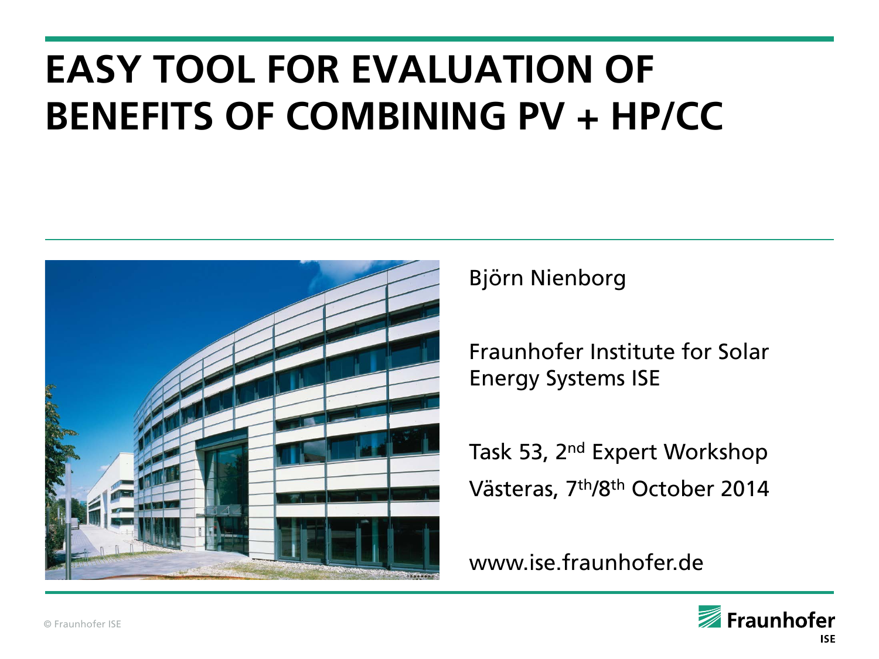# EASY TOOL FOR EVALUATION OF BENEFITS OF COMBINING PV + HP/CC

Björn Nienborg

Fraunhofer Institute for Solar Energy Systems ISE

Task 53, 2nd Expert Workshop

Västeras, 7th/8th October 2014

www.ise.fraunhofer.de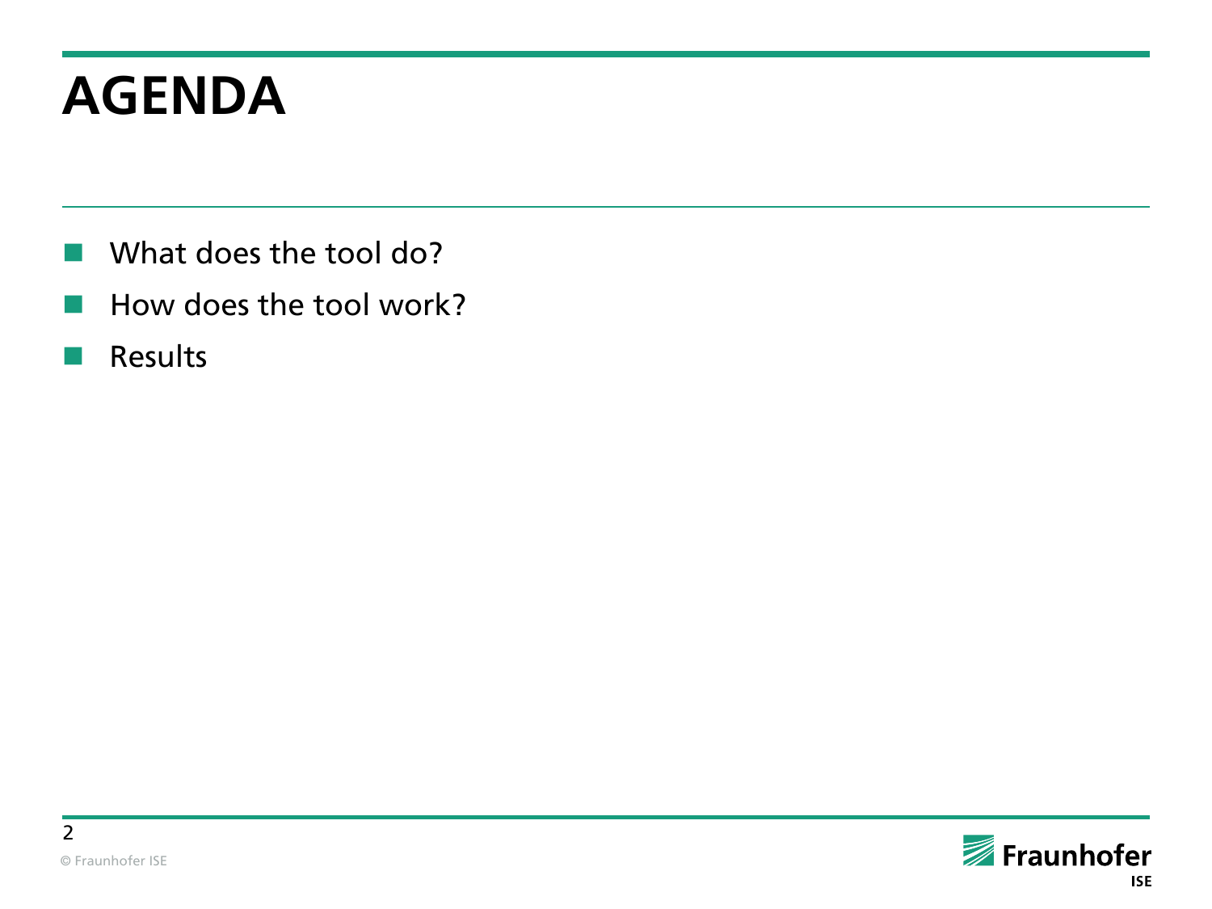# AGENDA

- What does the tool do?
- How does the tool work?
- Results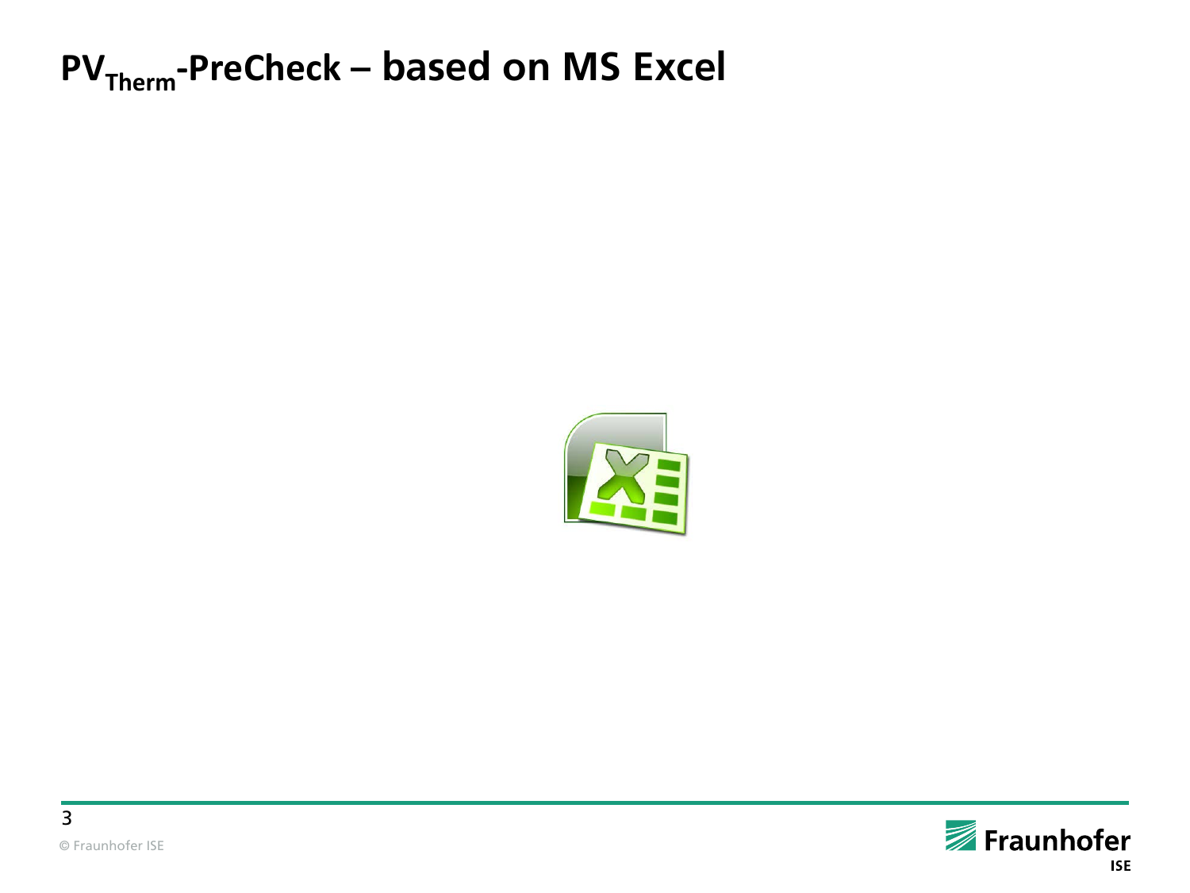# $PV_{Therm}$-PreCheck – based on MS Excel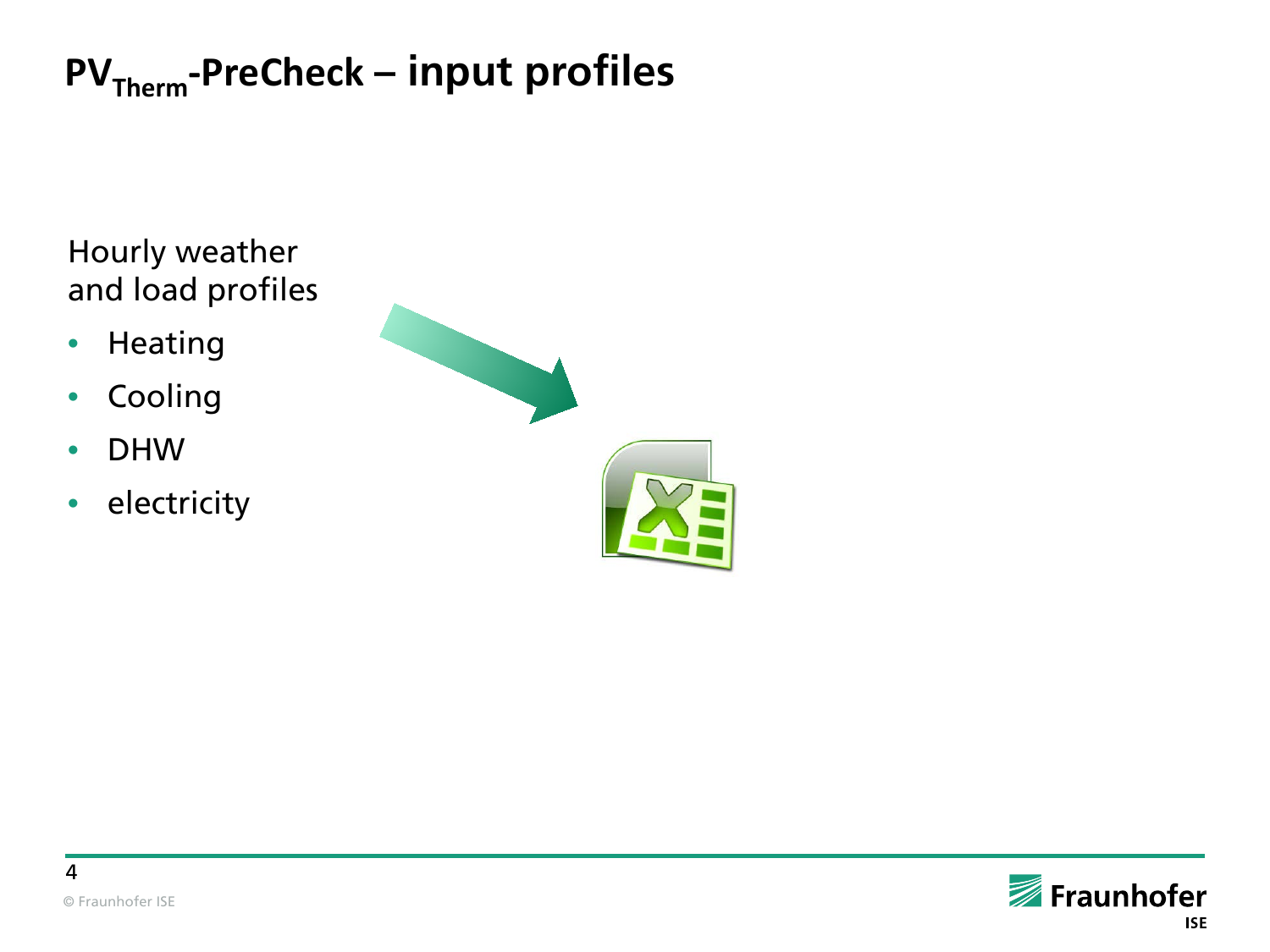# $PV_{Therm}$-PreCheck – input profiles

Hourly weather and load profiles

- Heating
- Cooling
- DHW
- electricity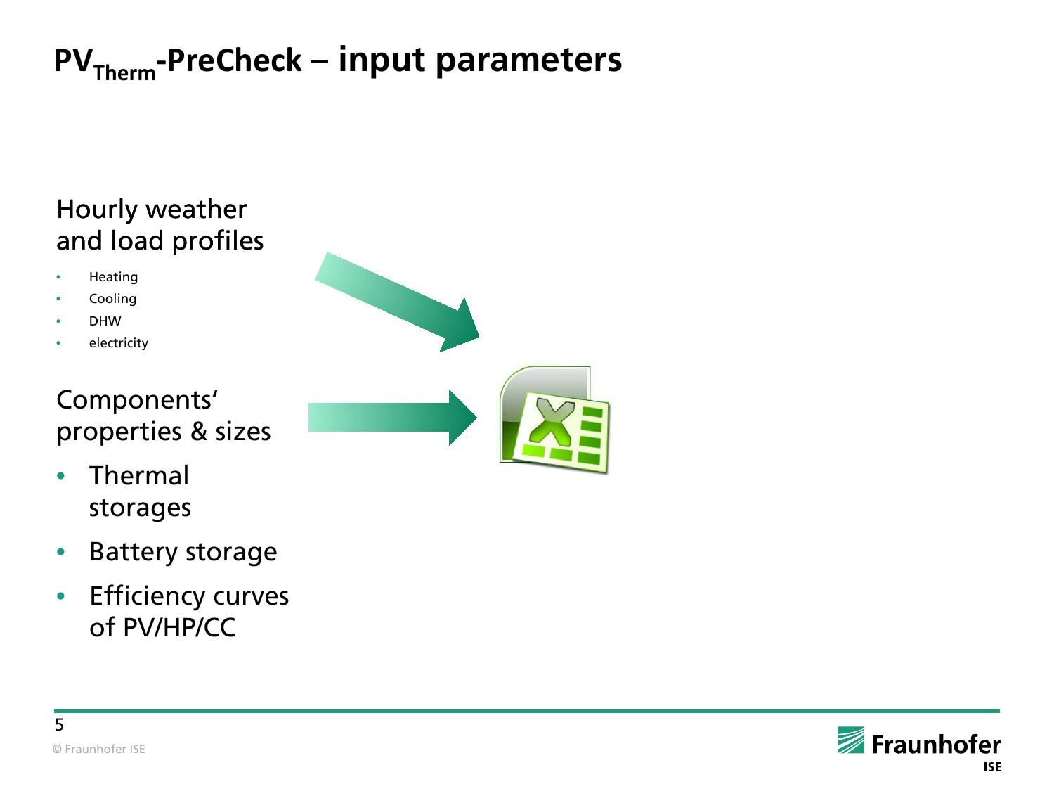# $PV_{Therm}$-PreCheck – input parameters

Hourly weather and load profiles

- Heating
- Cooling
- DHW
- electricity

Components' properties & sizes

- Thermal storages
- Battery storage
- Efficiency curves of PV/HP/CC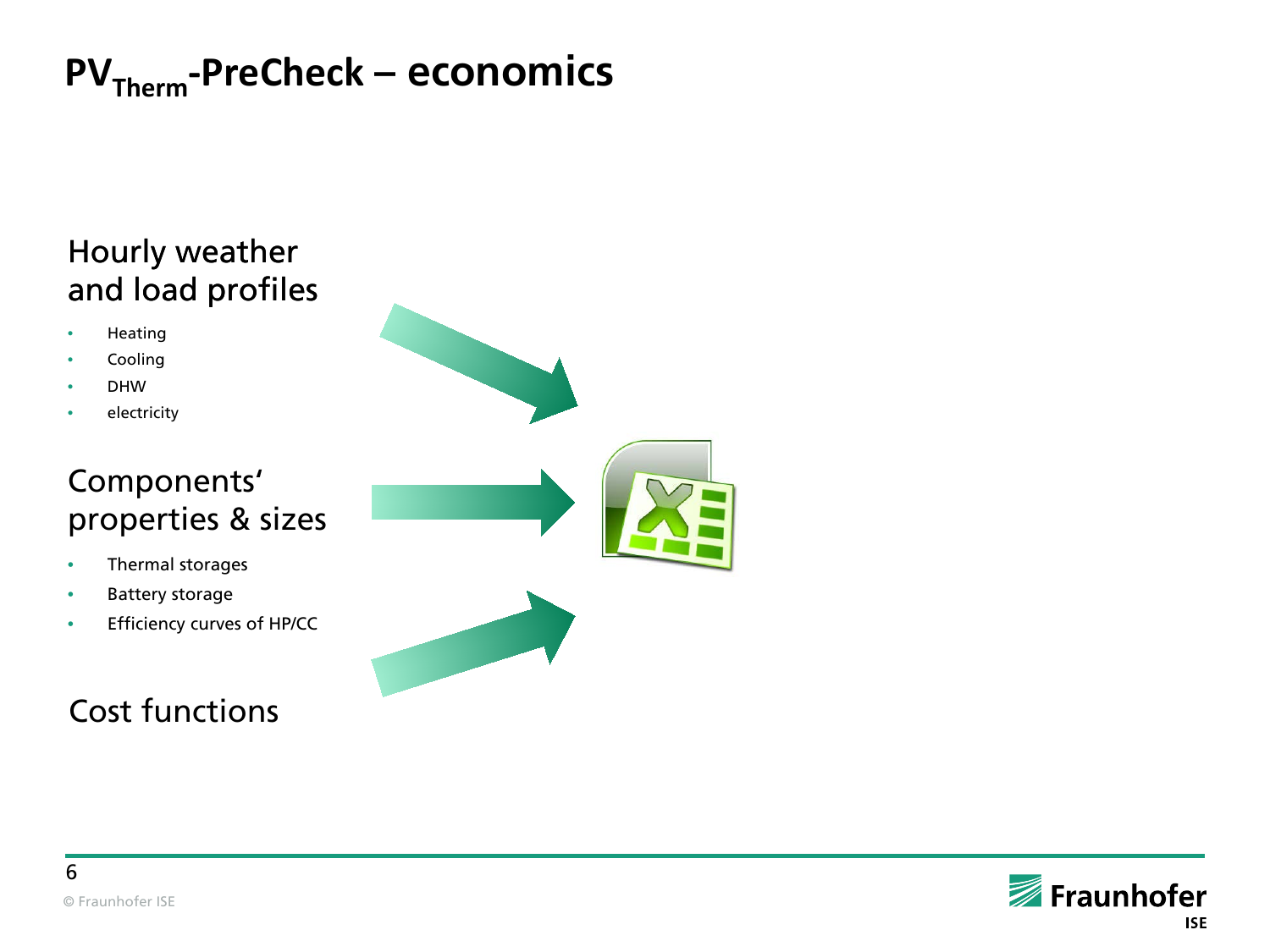# $PV_{Therm}$-PreCheck – economics

## Hourly weather and load profiles

- Heating
- Cooling
- DHW
- electricity

## Components' properties & sizes

- Thermal storages
- Battery storage
- Efficiency curves of HP/CC

## Cost functions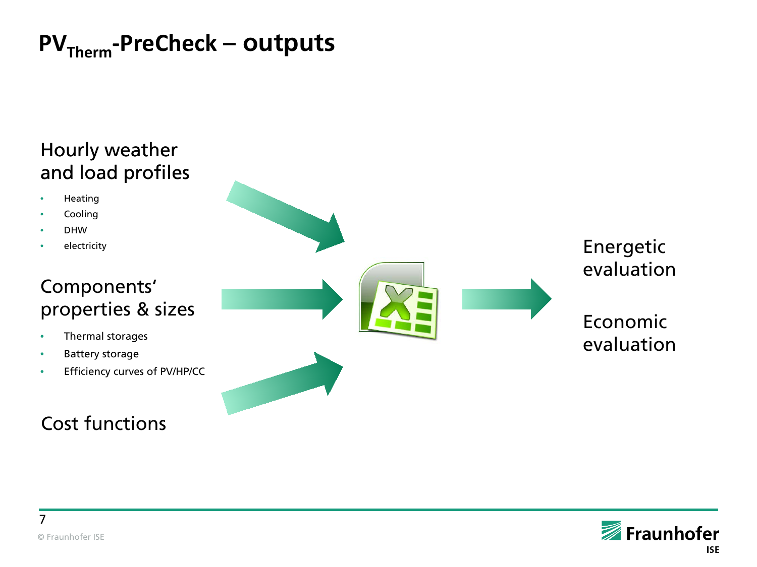# $PV_{Therm}$-PreCheck – outputs

Hourly weather and load profiles

- Heating
- Cooling
- DHW
- electricity

Components' properties & sizes

- Thermal storages
- Battery storage
- Efficiency curves of PV/HP/CC

Cost functions

Energetic evaluation

Economic evaluation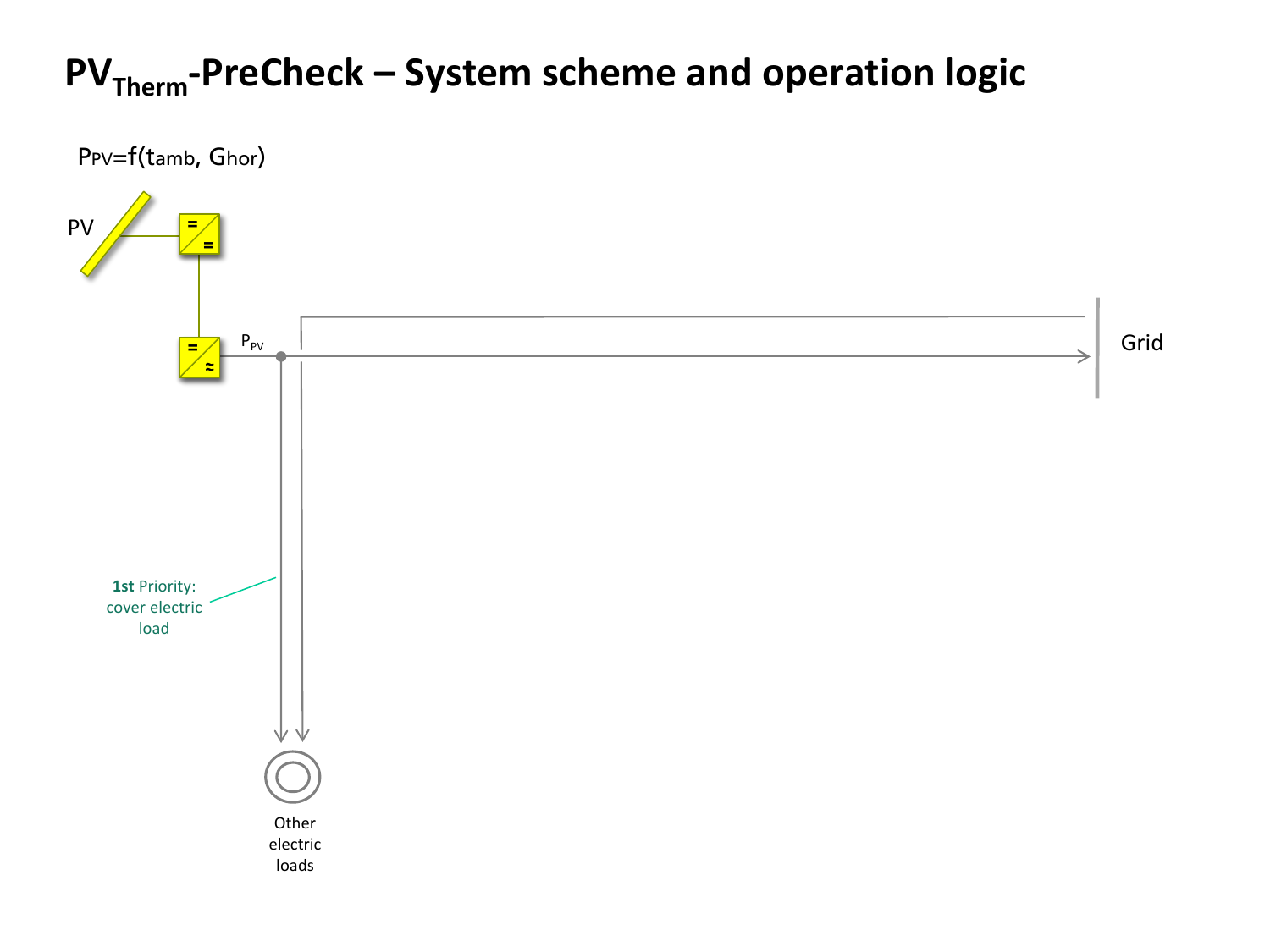# $PV_{Therm}$-PreCheck – System scheme and operation logic

$P_{PV}=f(t_{amb}, G_{hor})$

PV

$P_{PV}$

Grid

**1st** Priority: cover electric load

Other electric loads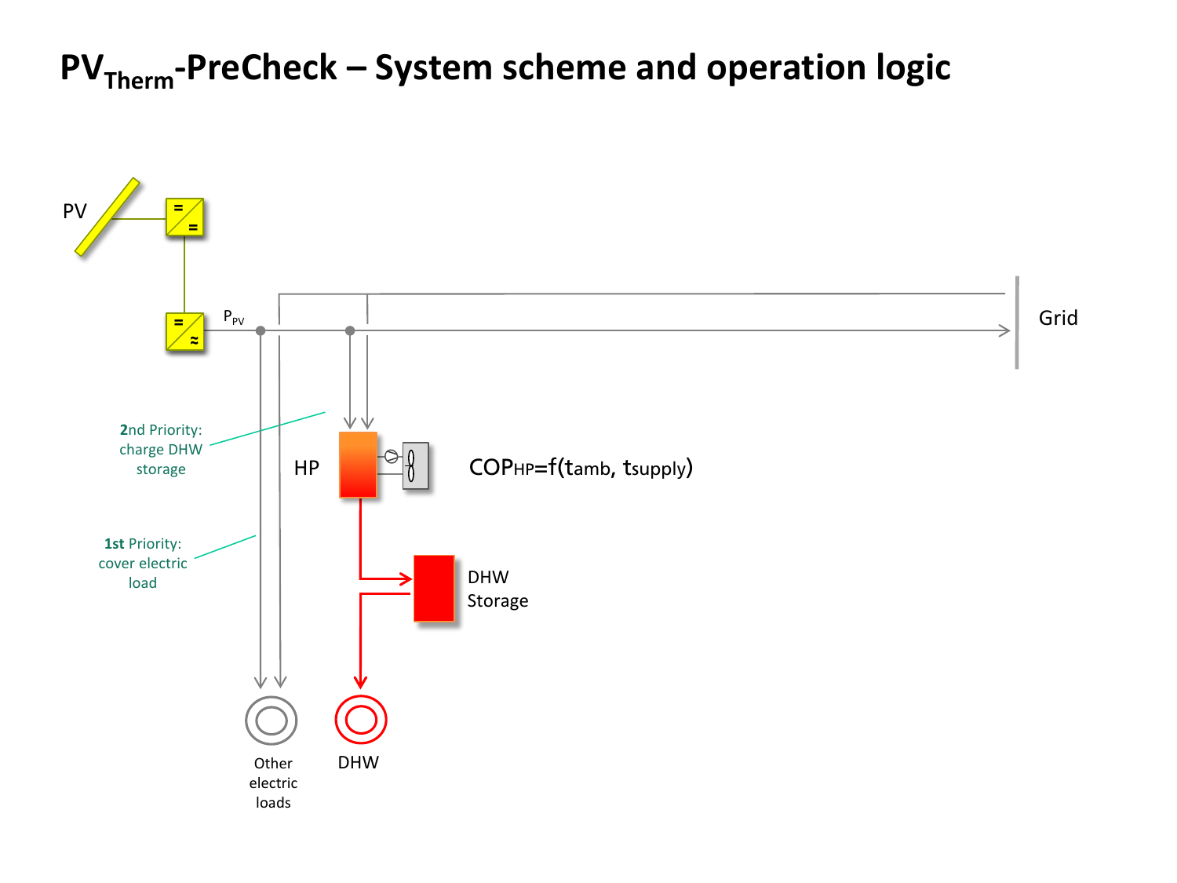# $PV_{Therm}$-PreCheck – System scheme and operation logic

PV

$P_{PV}$

Grid

2nd Priority: charge DHW storage

HP

$COP_{HP}=f(t_{amb}, t_{supply})$

1st Priority: cover electric load

DHW Storage

Other electric loads

DHW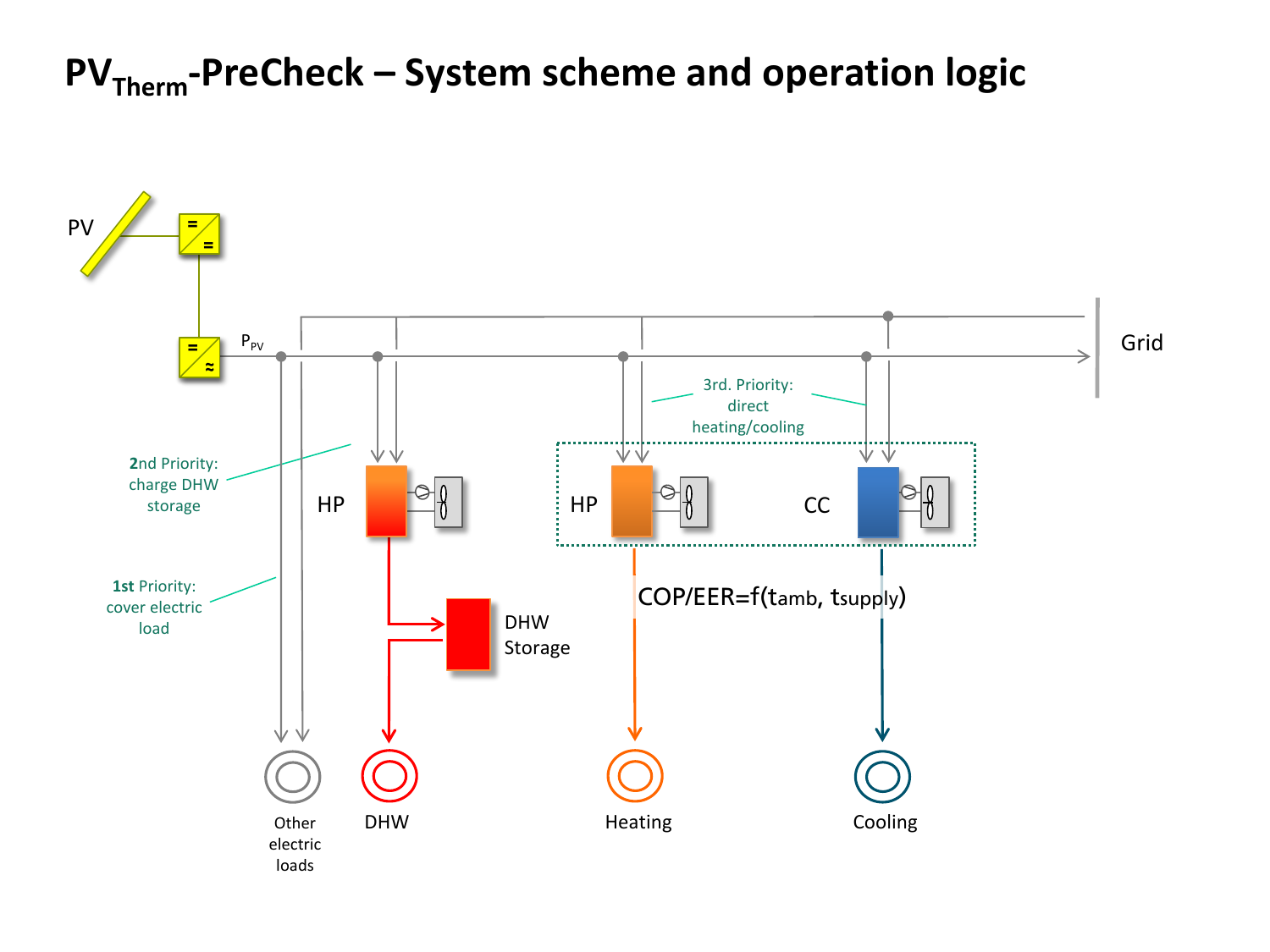# $PV_{Therm}$-PreCheck – System scheme and operation logic

PV

$P_{PV}$

Grid

3rd. Priority: direct heating/cooling

2nd Priority: charge DHW storage

1st Priority: cover electric load

HP

HP

CC

DHW Storage

COP/EER=f($t_{amb}$, $t_{supply}$)

Other electric loads

DHW

Heating

Cooling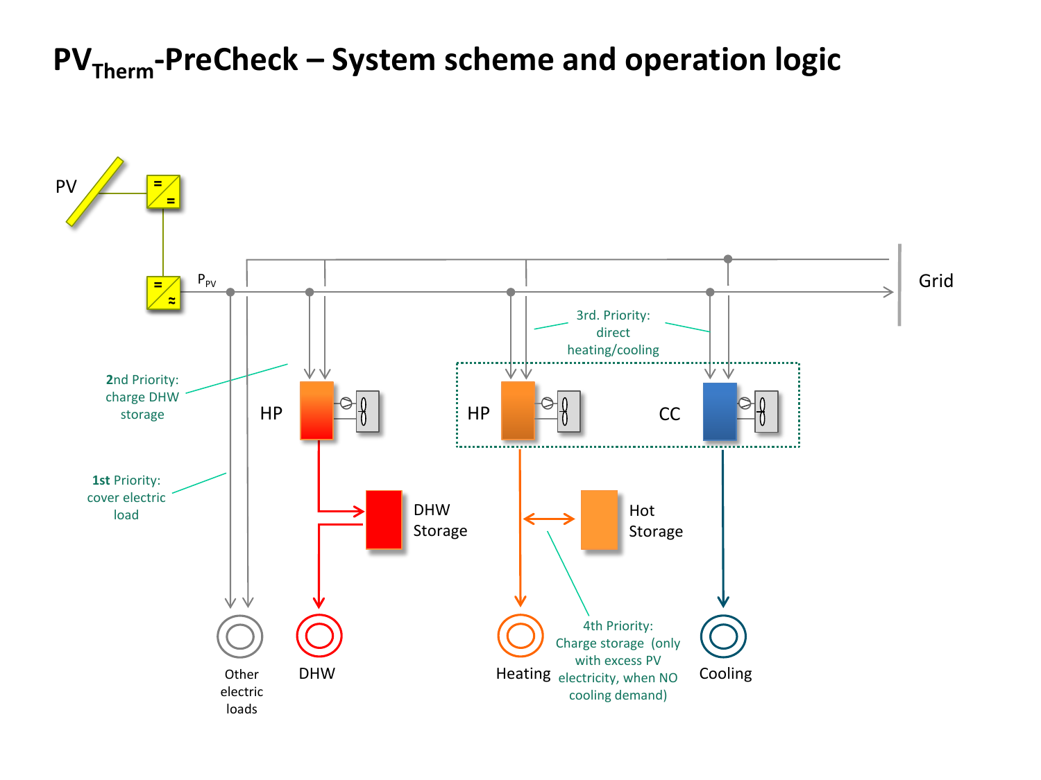# $PV_{Therm}$-PreCheck – System scheme and operation logic

PV

$P_{PV}$

Grid

**1st** Priority: cover electric load

**2nd** Priority: charge DHW storage

3rd. Priority: direct heating/cooling

4th Priority: Charge storage (only with excess PV electricity, when NO cooling demand)

HP

HP

CC

DHW Storage

Hot Storage

Other electric loads

DHW

Heating

Cooling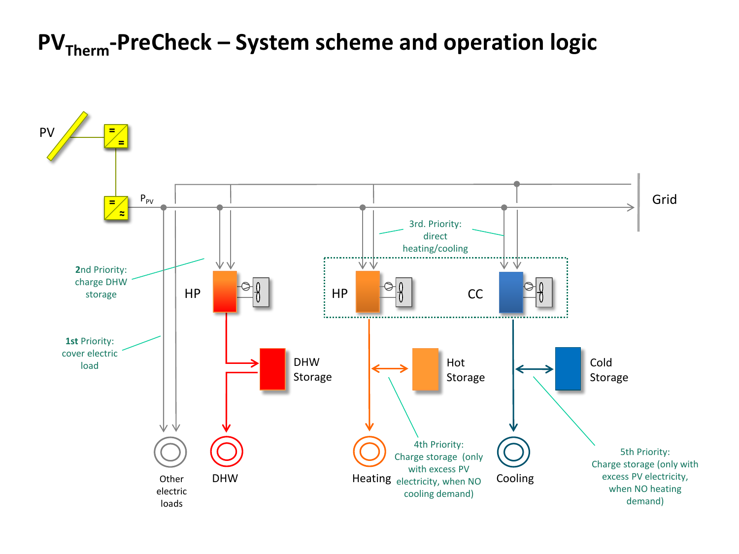# $PV_{Therm}$-PreCheck – System scheme and operation logic

PV

$P_{PV}$

Grid

2nd Priority: charge DHW storage

1st Priority: cover electric load

3rd. Priority: direct heating/cooling

HP

HP

CC

DHW Storage

Hot Storage

Cold Storage

Other electric loads

DHW

Heating

Cooling

4th Priority: Charge storage (only with excess PV electricity, when NO cooling demand)

5th Priority: Charge storage (only with excess PV electricity, when NO heating demand)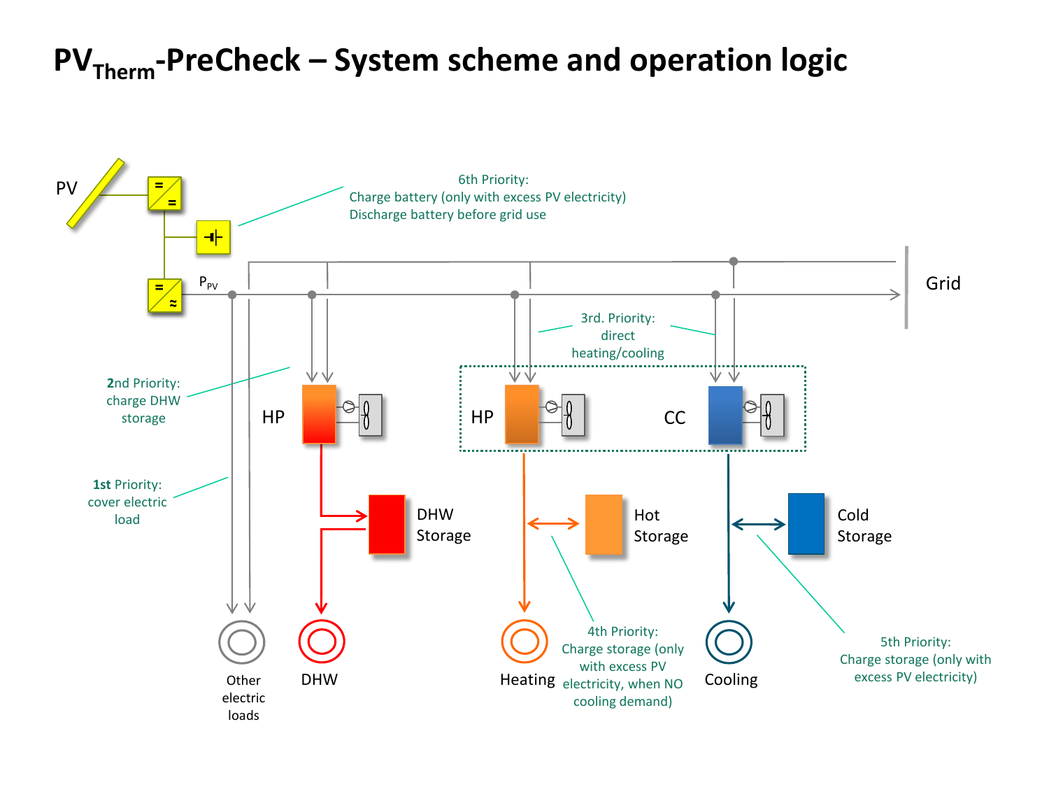# $PV_{Therm}$-PreCheck – System scheme and operation logic

PV

$P_{PV}$

Grid

6th Priority:
Charge battery (only with excess PV electricity)
Discharge battery before grid use

3rd. Priority:
direct
heating/cooling

2nd Priority:
charge DHW
storage

1st Priority:
cover electric
load

HP

HP

CC

DHW
Storage

Hot
Storage

Cold
Storage

Other
electric
loads

DHW

Heating

Cooling

4th Priority:
Charge storage (only
with excess PV
electricity, when NO
cooling demand)

5th Priority:
Charge storage (only with
excess PV electricity)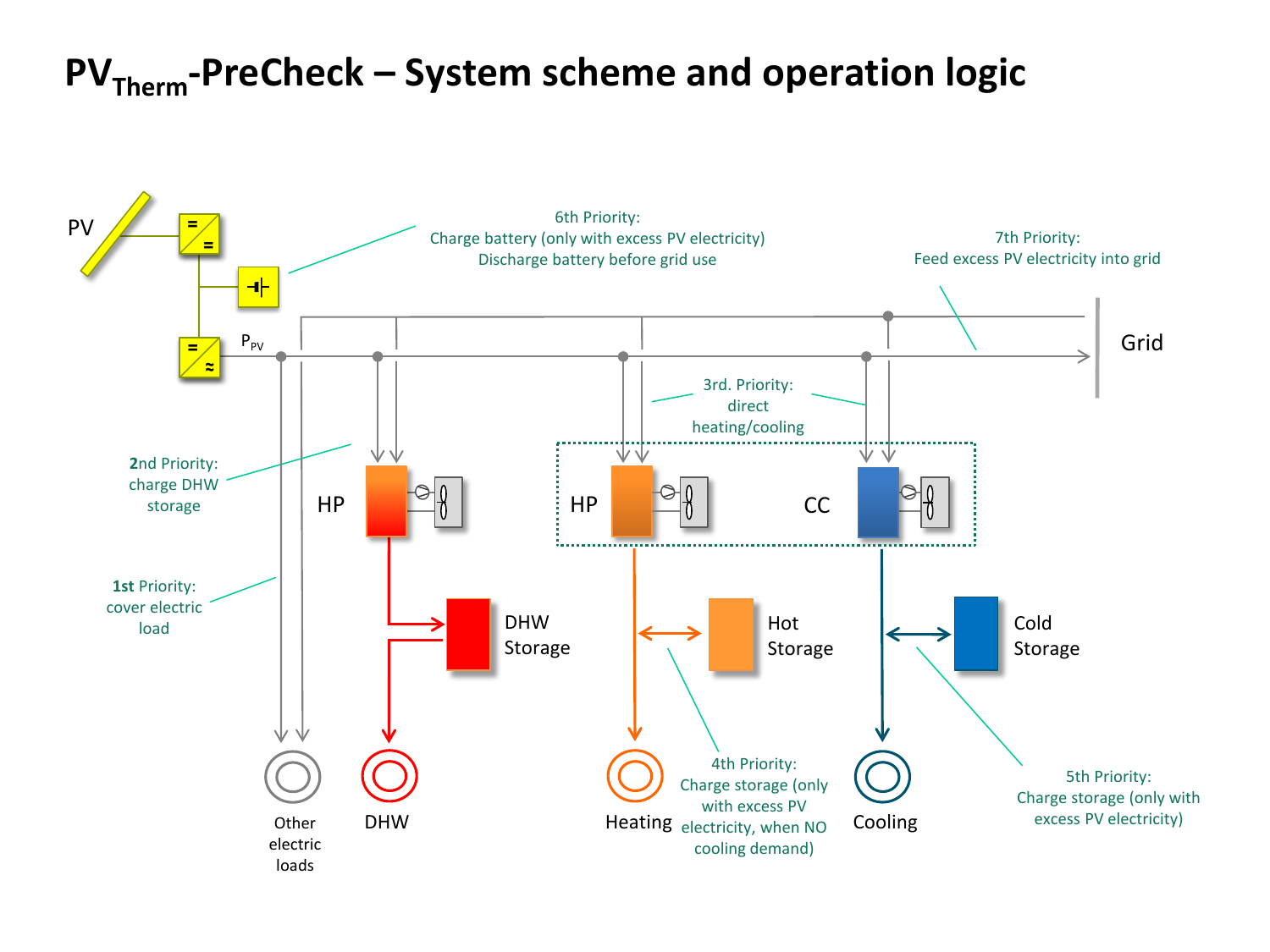# $PV_{Therm}$-PreCheck – System scheme and operation logic

PV

$P_{PV}$

Grid

6th Priority:
Charge battery (only with excess PV electricity)
Discharge battery before grid use

7th Priority:
Feed excess PV electricity into grid

3rd. Priority:
direct
heating/cooling

2nd Priority:
charge DHW
storage

1st Priority:
cover electric
load

HP

HP

CC

DHW
Storage

Hot
Storage

Cold
Storage

Other
electric
loads

DHW

Heating

4th Priority:
Charge storage (only
with excess PV
electricity, when NO
cooling demand)

Cooling

5th Priority:
Charge storage (only with
excess PV electricity)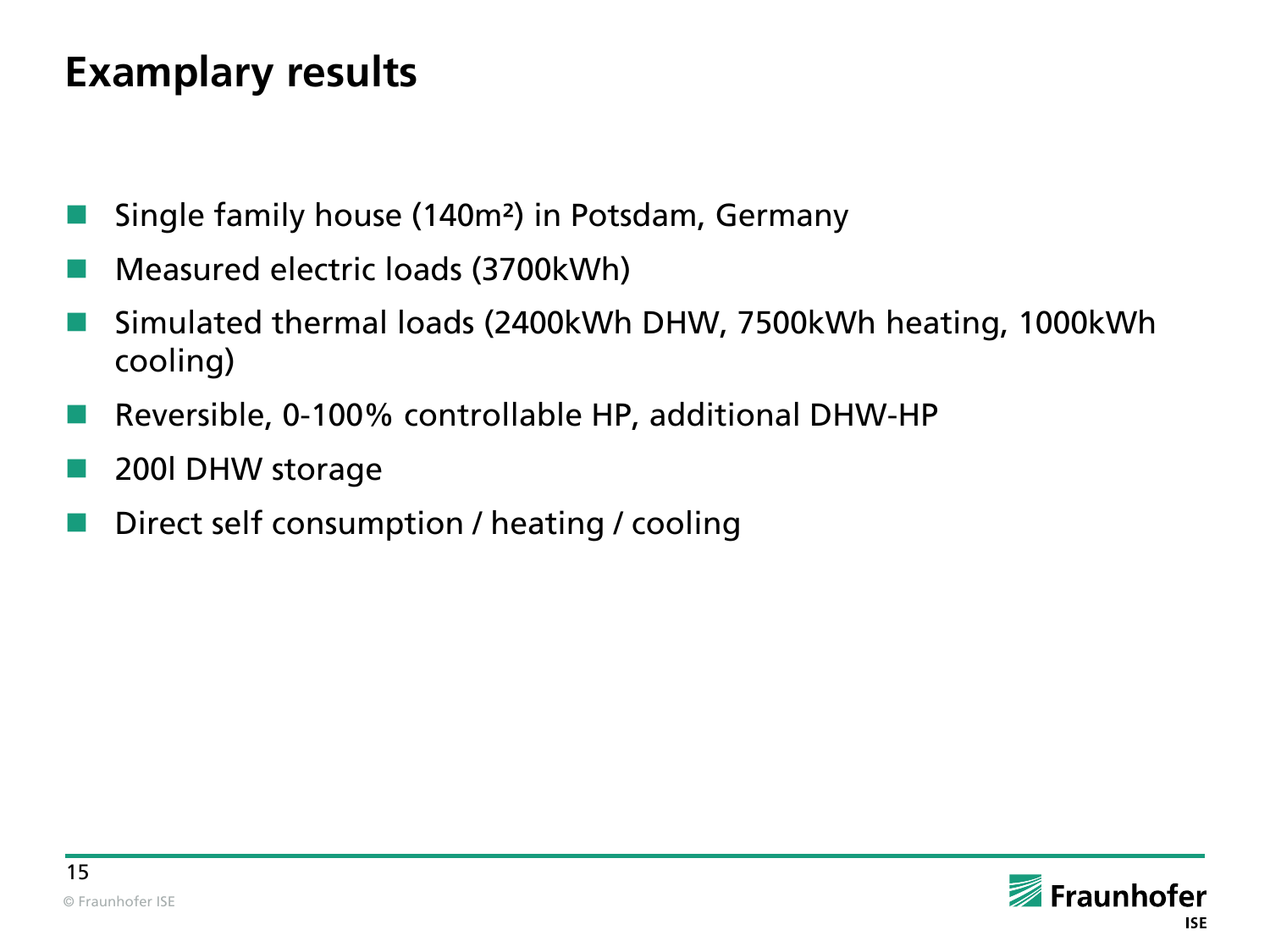# Examplary results

- Single family house (140m²) in Potsdam, Germany
- Measured electric loads (3700kWh)
- Simulated thermal loads (2400kWh DHW, 7500kWh heating, 1000kWh cooling)
- Reversible, 0-100% controllable HP, additional DHW-HP
- 200l DHW storage
- Direct self consumption / heating / cooling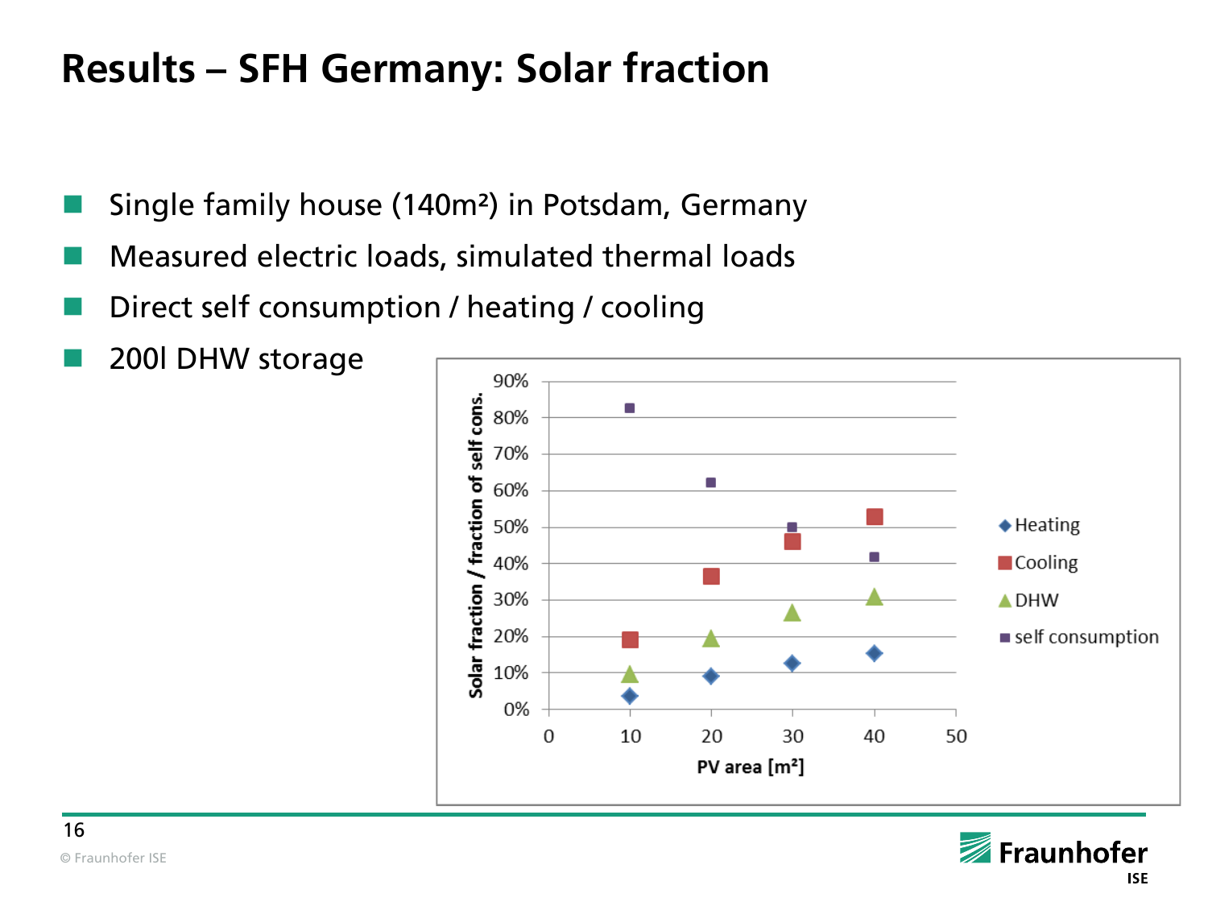# Results – SFH Germany: Solar fraction

- Single family house (140m²) in Potsdam, Germany
- Measured electric loads, simulated thermal loads
- Direct self consumption / heating / cooling
- 200l DHW storage

Solar fraction / fraction of self cons.

90%
80%
70%
60%
50%
40%
30%
20%
10%
0%

0
10
20
30
40
50

PV area [m²]

Heating
Cooling
DHW
self consumption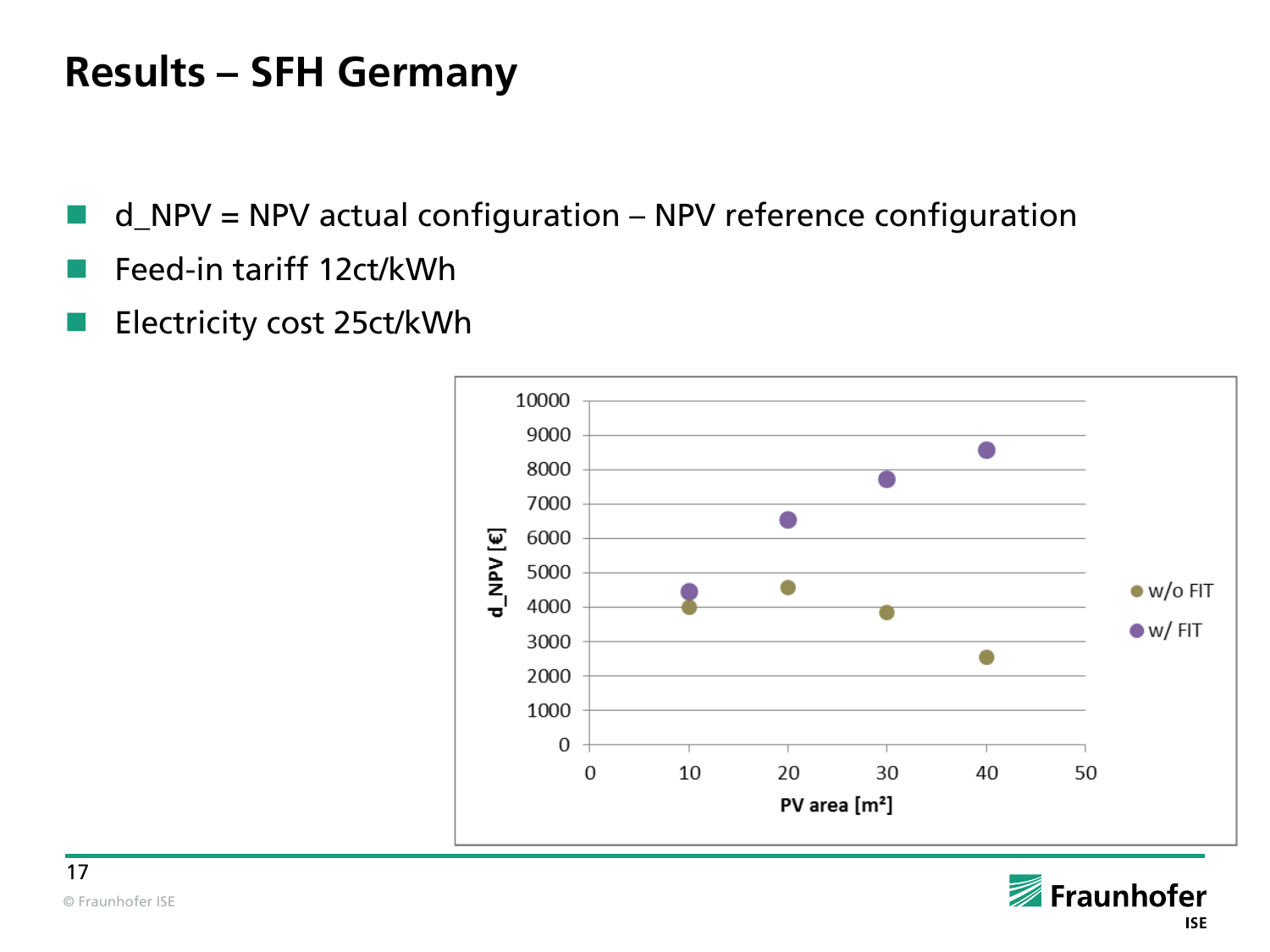# Results – SFH Germany

- d_NPV = NPV actual configuration – NPV reference configuration
- Feed-in tariff 12ct/kWh
- Electricity cost 25ct/kWh

d_NPV [€]

10000
9000
8000
7000
6000
5000
4000
3000
2000
1000
0

0 10 20 30 40 50

PV area [m²]

w/o FIT
w/ FIT

© Fraunhofer ISE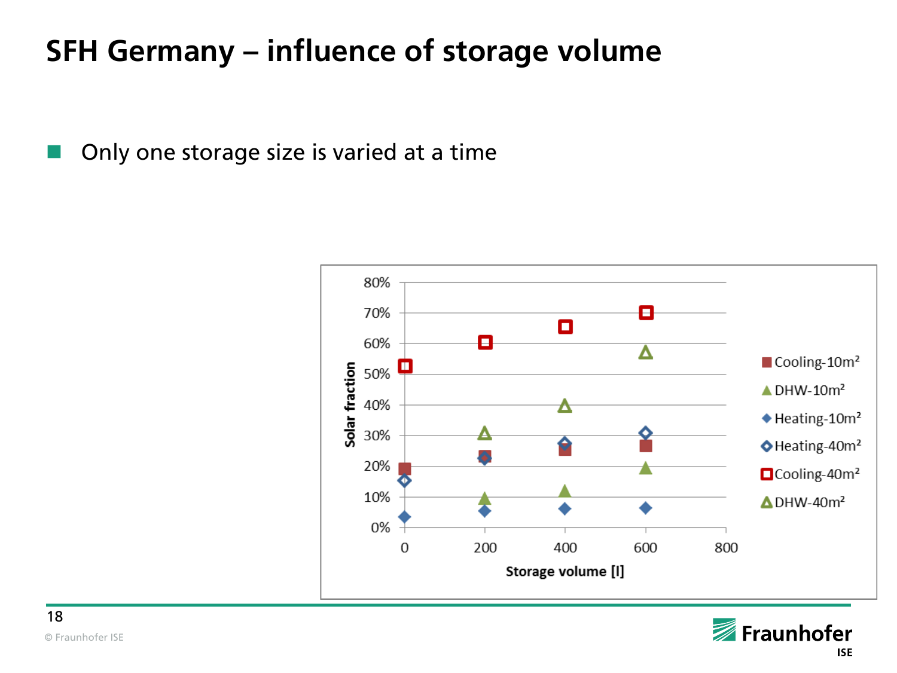# SFH Germany – influence of storage volume

- Only one storage size is varied at a time

Solar fraction

80%
70%
60%
50%
40%
30%
20%
10%
0%

0
200
400
600
800

Storage volume [l]

Cooling-10m²
DHW-10m²
Heating-10m²
Heating-40m²
Cooling-40m²
DHW-40m²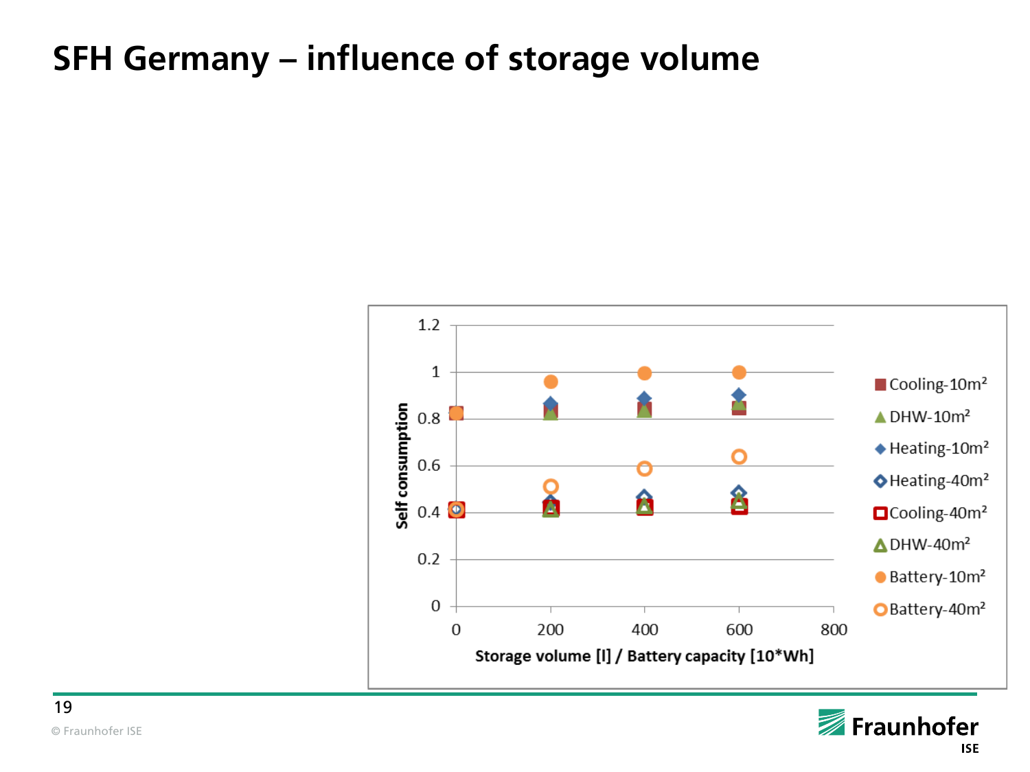# SFH Germany – influence of storage volume

Self consumption

1.2
1
0.8
0.6
0.4
0.2
0

0
200
400
600
800

Storage volume [l] / Battery capacity [10*Wh]

Cooling-10m²
DHW-10m²
Heating-10m²
Heating-40m²
Cooling-40m²
DHW-40m²
Battery-10m²
Battery-40m²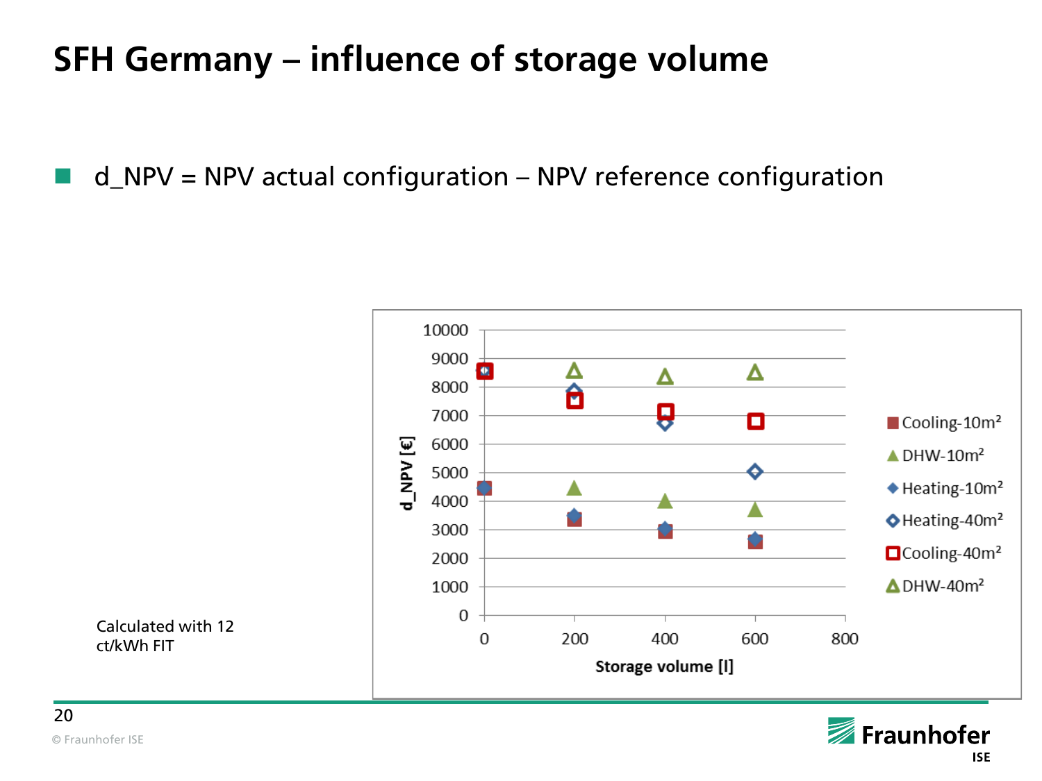# SFH Germany – influence of storage volume

- d_NPV = NPV actual configuration – NPV reference configuration

Calculated with 12 ct/kWh FIT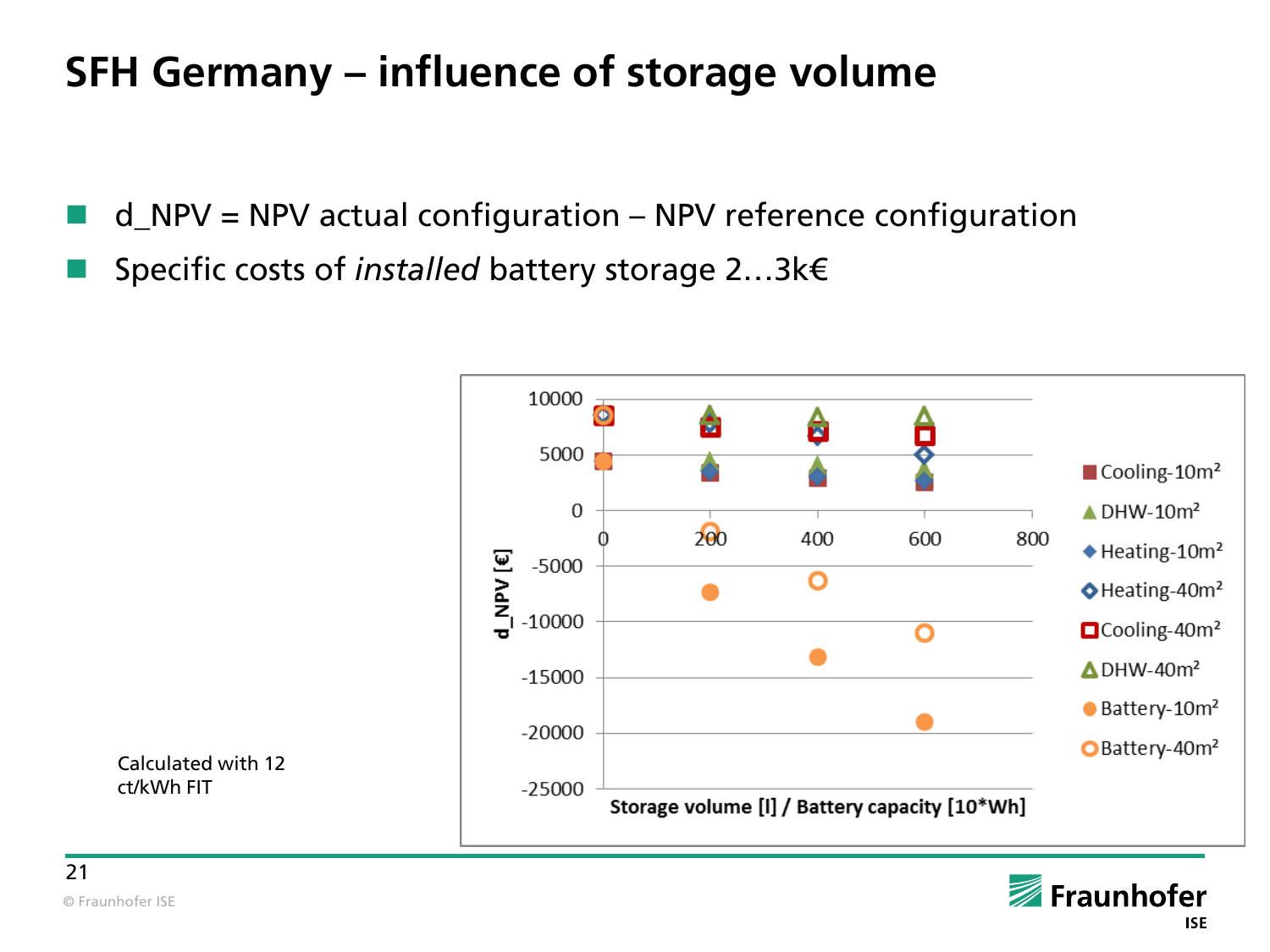# SFH Germany – influence of storage volume

- d_NPV = NPV actual configuration – NPV reference configuration
- Specific costs of *installed* battery storage 2…3k€

d_NPV [€]

10000
5000
0
-5000
-10000
-15000
-20000
-25000

0
200
400
600
800

Storage volume [l] / Battery capacity [10*Wh]

Cooling-10m²
DHW-10m²
Heating-10m²
Heating-40m²
Cooling-40m²
DHW-40m²
Battery-10m²
Battery-40m²

Calculated with 12 ct/kWh FIT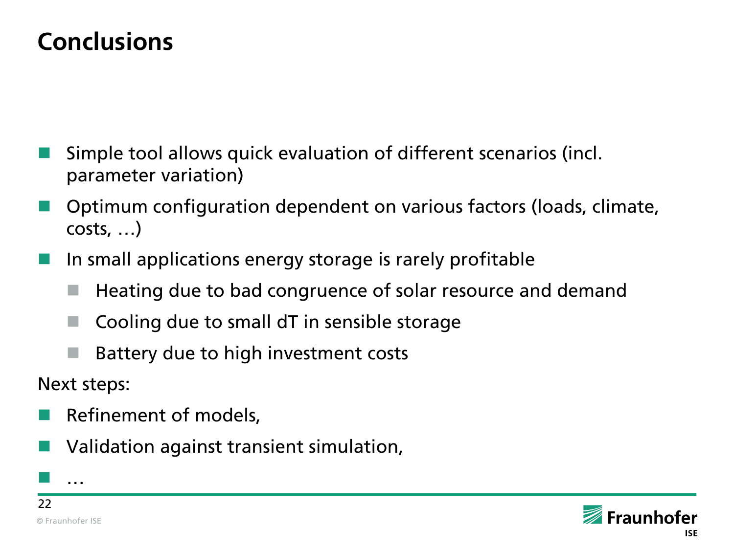# Conclusions

- Simple tool allows quick evaluation of different scenarios (incl. parameter variation)
- Optimum configuration dependent on various factors (loads, climate, costs, …)
- In small applications energy storage is rarely profitable
  - Heating due to bad congruence of solar resource and demand
  - Cooling due to small dT in sensible storage
  - Battery due to high investment costs

Next steps:

- Refinement of models,
- Validation against transient simulation,
- …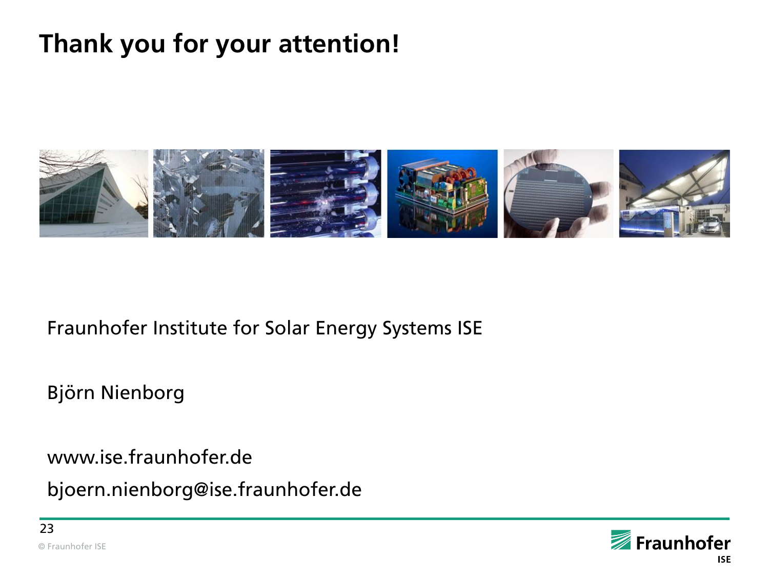# Thank you for your attention!

Fraunhofer Institute for Solar Energy Systems ISE

Björn Nienborg

www.ise.fraunhofer.de

bjoern.nienborg@ise.fraunhofer.de